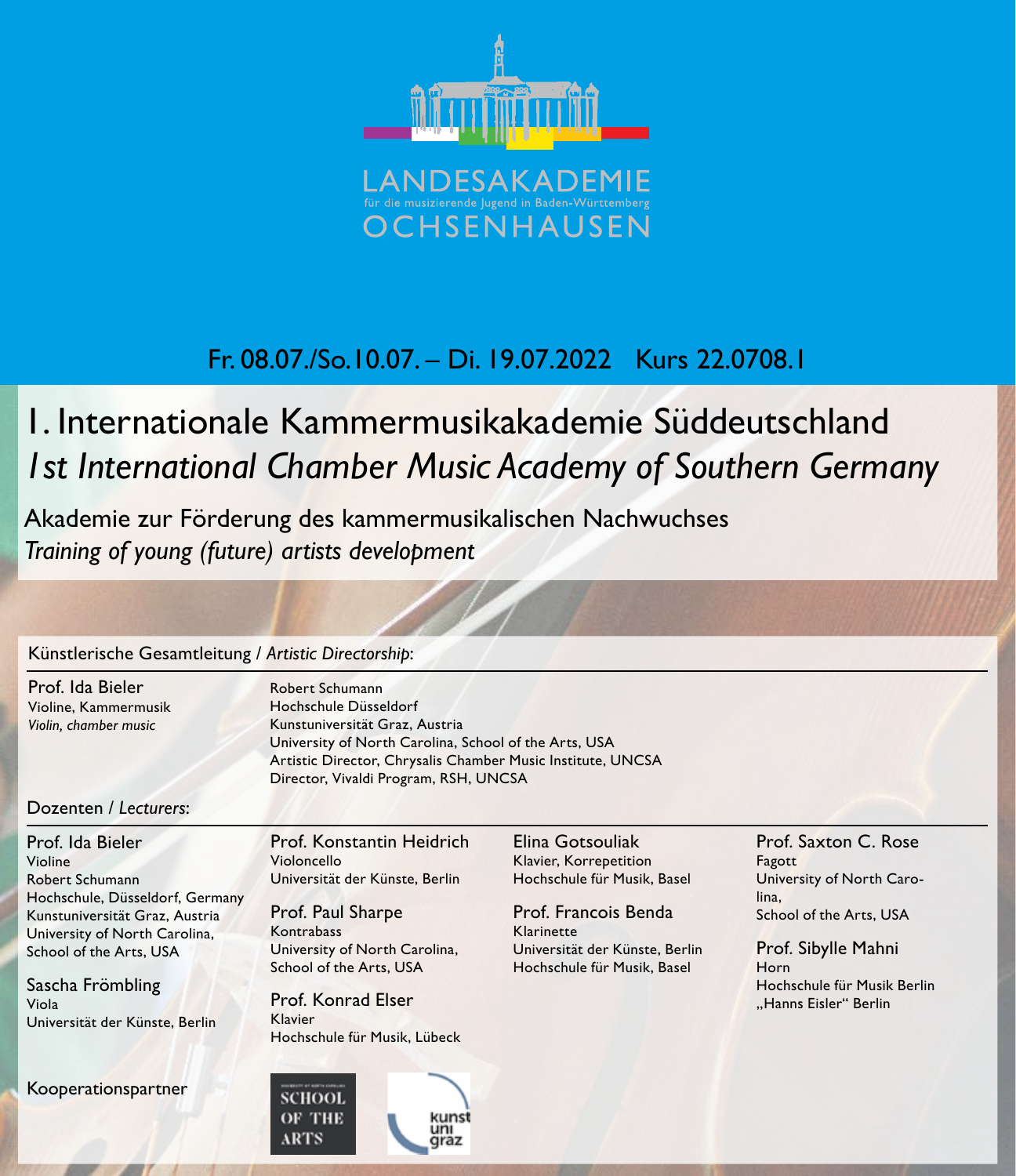LANDESAKADEMIE
für die musizierende Jugend in Baden-Württemberg
OCHSENHAUSEN

Fr. 08.07./So.10.07. – Di. 19.07.2022 Kurs 22.0708.1

# 1. Internationale Kammermusikakademie Süddeutschland
# *1st International Chamber Music Academy of Southern Germany*

Akademie zur Förderung des kammermusikalischen Nachwuchses
*Training of young (future) artists development*

## Künstlerische Gesamtleitung / *Artistic Directorship*:

**Prof. Ida Bieler**
Violine, Kammermusik
*Violin, chamber music*

Robert Schumann
Hochschule Düsseldorf
Kunstuniversität Graz, Austria
University of North Carolina, School of the Arts, USA
Artistic Director, Chrysalis Chamber Music Institute, UNCSA
Director, Vivaldi Program, RSH, UNCSA

## Dozenten / *Lecturers*:

**Prof. Ida Bieler**
Violine
Robert Schumann
Hochschule, Düsseldorf, Germany
Kunstuniversität Graz, Austria
University of North Carolina,
School of the Arts, USA

**Sascha Frömbling**
Viola
Universität der Künste, Berlin

**Prof. Konstantin Heidrich**
Violoncello
Universität der Künste, Berlin

**Prof. Paul Sharpe**
Kontrabass
University of North Carolina,
School of the Arts, USA

**Prof. Konrad Elser**
Klavier
Hochschule für Musik, Lübeck

**Elina Gotsouliak**
Klavier, Korrepetition
Hochschule für Musik, Basel

**Prof. Francois Benda**
Klarinette
Universität der Künste, Berlin
Hochschule für Musik, Basel

**Prof. Saxton C. Rose**
Fagott
University of North Carolina,
School of the Arts, USA

**Prof. Sibylle Mahni**
Horn
Hochschule für Musik Berlin
„Hanns Eisler“ Berlin

Kooperationspartner

SCHOOL OF THE ARTS

kunst uni graz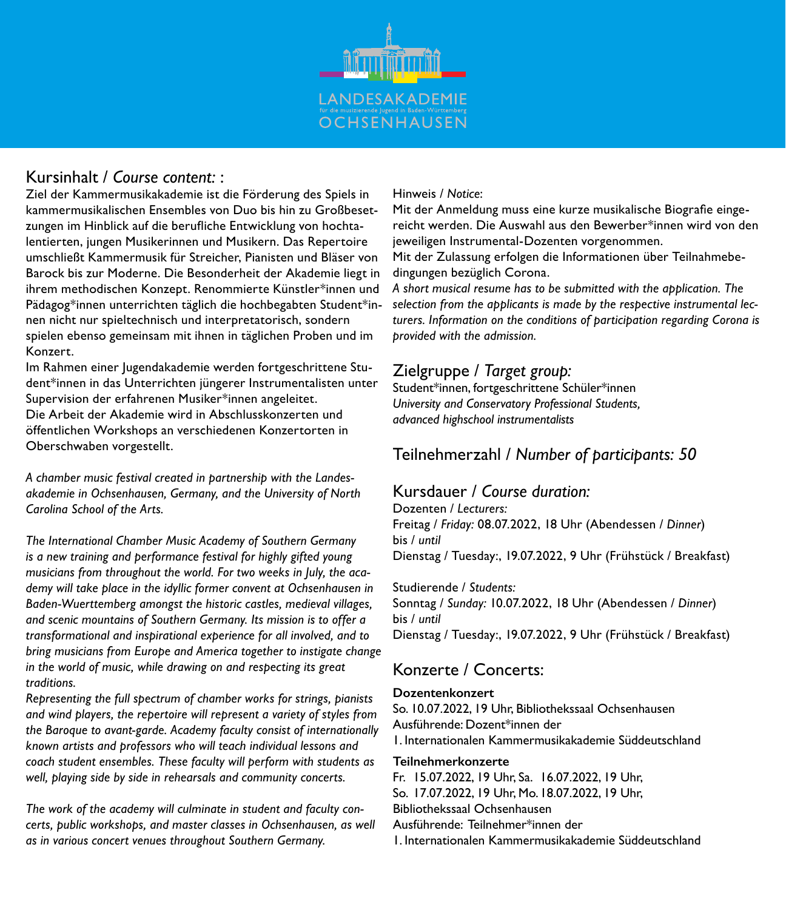LANDESAKADEMIE
für die musizierende Jugend in Baden-Württemberg
OCHSENHAUSEN

## Kursinhalt / *Course content:* :

Ziel der Kammermusikakademie ist die Förderung des Spiels in kammermusikalischen Ensembles von Duo bis hin zu Großbesetzungen im Hinblick auf die berufliche Entwicklung von hochtalentierten, jungen Musikerinnen und Musikern. Das Repertoire umschließt Kammermusik für Streicher, Pianisten und Bläser von Barock bis zur Moderne. Die Besonderheit der Akademie liegt in ihrem methodischen Konzept. Renommierte Künstler*innen und Pädagog*innen unterrichten täglich die hochbegabten Student*innen nicht nur spieltechnisch und interpretatorisch, sondern spielen ebenso gemeinsam mit ihnen in täglichen Proben und im Konzert.
Im Rahmen einer Jugendakademie werden fortgeschrittene Student*innen in das Unterrichten jüngerer Instrumentalisten unter Supervision der erfahrenen Musiker*innen angeleitet.
Die Arbeit der Akademie wird in Abschlusskonzerten und öffentlichen Workshops an verschiedenen Konzertorten in Oberschwaben vorgestellt.

*A chamber music festival created in partnership with the Landesakademie in Ochsenhausen, Germany, and the University of North Carolina School of the Arts.*

*The International Chamber Music Academy of Southern Germany is a new training and performance festival for highly gifted young musicians from throughout the world. For two weeks in July, the academy will take place in the idyllic former convent at Ochsenhausen in Baden-Wuerttemberg amongst the historic castles, medieval villages, and scenic mountains of Southern Germany. Its mission is to offer a transformational and inspirational experience for all involved, and to bring musicians from Europe and America together to instigate change in the world of music, while drawing on and respecting its great traditions.*
*Representing the full spectrum of chamber works for strings, pianists and wind players, the repertoire will represent a variety of styles from the Baroque to avant-garde. Academy faculty consist of internationally known artists and professors who will teach individual lessons and coach student ensembles. These faculty will perform with students as well, playing side by side in rehearsals and community concerts.*

*The work of the academy will culminate in student and faculty concerts, public workshops, and master classes in Ochsenhausen, as well as in various concert venues throughout Southern Germany.*

Hinweis / *Notice*:
Mit der Anmeldung muss eine kurze musikalische Biografie eingereicht werden. Die Auswahl aus den Bewerber*innen wird von den jeweiligen Instrumental-Dozenten vorgenommen.
Mit der Zulassung erfolgen die Informationen über Teilnahmebedingungen bezüglich Corona.
*A short musical resume has to be submitted with the application. The selection from the applicants is made by the respective instrumental lecturers. Information on the conditions of participation regarding Corona is provided with the admission.*

## Zielgruppe / *Target group:*

Student*innen, fortgeschrittene Schüler*innen
*University and Conservatory Professional Students, advanced highschool instrumentalists*

## Teilnehmerzahl / *Number of participants: 50*

## Kursdauer / *Course duration:*

Dozenten / *Lecturers:*
Freitag / *Friday:* 08.07.2022, 18 Uhr (Abendessen / *Dinner*)
bis / *until*
Dienstag / Tuesday:, 19.07.2022, 9 Uhr (Frühstück / Breakfast)

Studierende / *Students:*
Sonntag / *Sunday:* 10.07.2022, 18 Uhr (Abendessen / *Dinner*)
bis / *until*
Dienstag / Tuesday:, 19.07.2022, 9 Uhr (Frühstück / Breakfast)

## Konzerte / Concerts:

**Dozentenkonzert**
So. 10.07.2022, 19 Uhr, Bibliothekssaal Ochsenhausen
Ausführende: Dozent*innen der
1. Internationalen Kammermusikakademie Süddeutschland

**Teilnehmerkonzerte**
Fr. 15.07.2022, 19 Uhr, Sa. 16.07.2022, 19 Uhr,
So. 17.07.2022, 19 Uhr, Mo. 18.07.2022, 19 Uhr,
Bibliothekssaal Ochsenhausen
Ausführende: Teilnehmer*innen der
1. Internationalen Kammermusikakademie Süddeutschland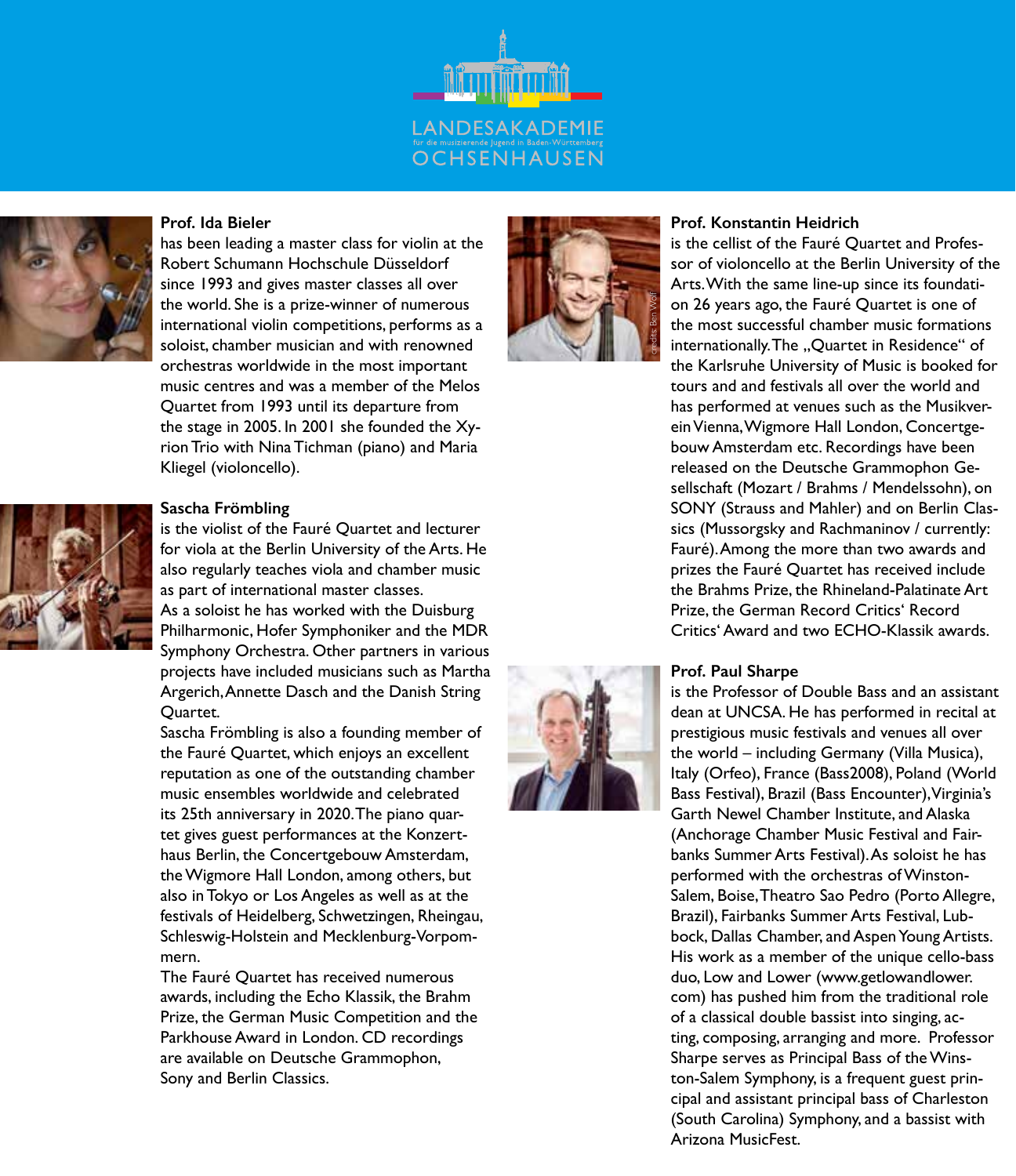LANDESAKADEMIE
für die musizierende Jugend in Baden-Württemberg
OCHSENHAUSEN

**Prof. Ida Bieler**
has been leading a master class for violin at the Robert Schumann Hochschule Düsseldorf since 1993 and gives master classes all over the world. She is a prize-winner of numerous international violin competitions, performs as a soloist, chamber musician and with renowned orchestras worldwide in the most important music centres and was a member of the Melos Quartet from 1993 until its departure from the stage in 2005. In 2001 she founded the Xyrion Trio with Nina Tichman (piano) and Maria Kliegel (violoncello).

**Sascha Frömbling**
is the violist of the Fauré Quartet and lecturer for viola at the Berlin University of the Arts. He also regularly teaches viola and chamber music as part of international master classes.
As a soloist he has worked with the Duisburg Philharmonic, Hofer Symphoniker and the MDR Symphony Orchestra. Other partners in various projects have included musicians such as Martha Argerich, Annette Dasch and the Danish String Quartet.
Sascha Frömbling is also a founding member of the Fauré Quartet, which enjoys an excellent reputation as one of the outstanding chamber music ensembles worldwide and celebrated its 25th anniversary in 2020. The piano quartet gives guest performances at the Konzerthaus Berlin, the Concertgebouw Amsterdam, the Wigmore Hall London, among others, but also in Tokyo or Los Angeles as well as at the festivals of Heidelberg, Schwetzingen, Rheingau, Schleswig-Holstein and Mecklenburg-Vorpommern.
The Fauré Quartet has received numerous awards, including the Echo Klassik, the Brahm Prize, the German Music Competition and the Parkhouse Award in London. CD recordings are available on Deutsche Grammophon, Sony and Berlin Classics.

**Prof. Konstantin Heidrich**
is the cellist of the Fauré Quartet and Professor of violoncello at the Berlin University of the Arts. With the same line-up since its foundation 26 years ago, the Fauré Quartet is one of the most successful chamber music formations internationally. The „Quartet in Residence" of the Karlsruhe University of Music is booked for tours and and festivals all over the world and has performed at venues such as the Musikverein Vienna, Wigmore Hall London, Concertgebouw Amsterdam etc. Recordings have been released on the Deutsche Grammophon Gesellschaft (Mozart / Brahms / Mendelssohn), on SONY (Strauss and Mahler) and on Berlin Classics (Mussorgsky and Rachmaninov / currently: Fauré). Among the more than two awards and prizes the Fauré Quartet has received include the Brahms Prize, the Rhineland-Palatinate Art Prize, the German Record Critics' Record Critics' Award and two ECHO-Klassik awards.

credits: Ben Wolf

**Prof. Paul Sharpe**
is the Professor of Double Bass and an assistant dean at UNCSA. He has performed in recital at prestigious music festivals and venues all over the world – including Germany (Villa Musica), Italy (Orfeo), France (Bass2008), Poland (World Bass Festival), Brazil (Bass Encounter), Virginia's Garth Newel Chamber Institute, and Alaska (Anchorage Chamber Music Festival and Fairbanks Summer Arts Festival). As soloist he has performed with the orchestras of Winston-Salem, Boise, Theatro Sao Pedro (Porto Allegre, Brazil), Fairbanks Summer Arts Festival, Lubbock, Dallas Chamber, and Aspen Young Artists. His work as a member of the unique cello-bass duo, Low and Lower (www.getlowandlower.com) has pushed him from the traditional role of a classical double bassist into singing, acting, composing, arranging and more. Professor Sharpe serves as Principal Bass of the Winston-Salem Symphony, is a frequent guest principal and assistant principal bass of Charleston (South Carolina) Symphony, and a bassist with Arizona MusicFest.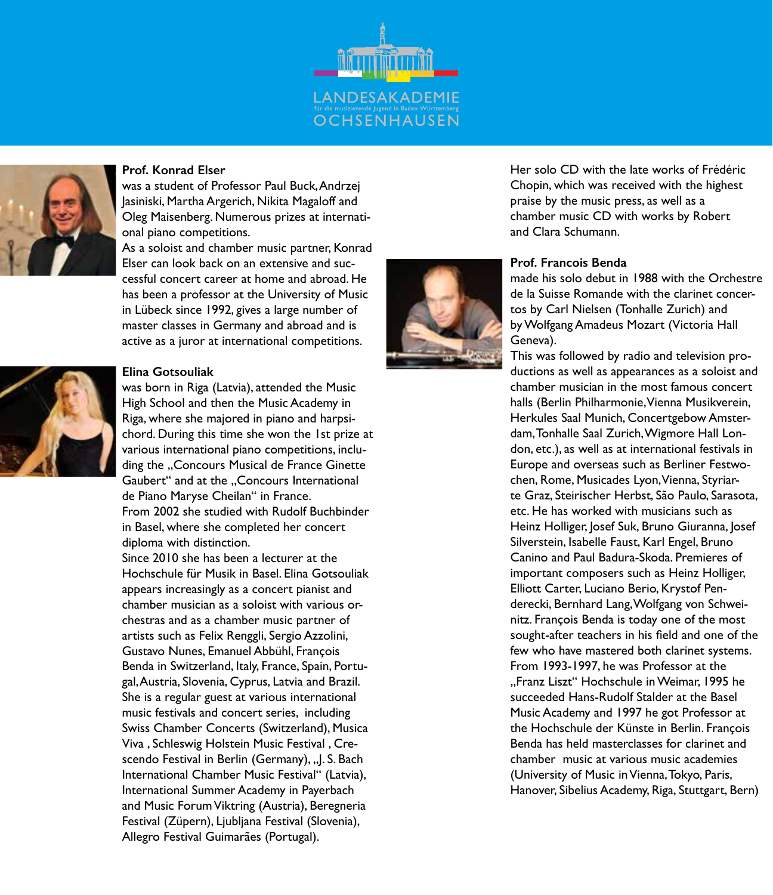LANDESAKADEMIE
für die musizierende Jugend in Baden-Württemberg
OCHSENHAUSEN

**Prof. Konrad Elser**
was a student of Professor Paul Buck, Andrzej Jasiniski, Martha Argerich, Nikita Magaloff and Oleg Maisenberg. Numerous prizes at international piano competitions.
As a soloist and chamber music partner, Konrad Elser can look back on an extensive and successful concert career at home and abroad. He has been a professor at the University of Music in Lübeck since 1992, gives a large number of master classes in Germany and abroad and is active as a juror at international competitions.

**Elina Gotsouliak**
was born in Riga (Latvia), attended the Music High School and then the Music Academy in Riga, where she majored in piano and harpsichord. During this time she won the 1st prize at various international piano competitions, including the „Concours Musical de France Ginette Gaubert" and at the „Concours International de Piano Maryse Cheilan" in France.
From 2002 she studied with Rudolf Buchbinder in Basel, where she completed her concert diploma with distinction.
Since 2010 she has been a lecturer at the Hochschule für Musik in Basel. Elina Gotsouliak appears increasingly as a concert pianist and chamber musician as a soloist with various orchestras and as a chamber music partner of artists such as Felix Renggli, Sergio Azzolini, Gustavo Nunes, Emanuel Abbühl, François Benda in Switzerland, Italy, France, Spain, Portugal, Austria, Slovenia, Cyprus, Latvia and Brazil. She is a regular guest at various international music festivals and concert series, including Swiss Chamber Concerts (Switzerland), Musica Viva , Schleswig Holstein Music Festival , Crescendo Festival in Berlin (Germany), „J. S. Bach International Chamber Music Festival" (Latvia), International Summer Academy in Payerbach and Music Forum Viktring (Austria), Beregneria Festival (Züpern), Ljubljana Festival (Slovenia), Allegro Festival Guimarães (Portugal).
Her solo CD with the late works of Frédéric Chopin, which was received with the highest praise by the music press, as well as a chamber music CD with works by Robert and Clara Schumann.

**Prof. Francois Benda**
made his solo debut in 1988 with the Orchestre de la Suisse Romande with the clarinet concertos by Carl Nielsen (Tonhalle Zurich) and by Wolfgang Amadeus Mozart (Victoria Hall Geneva).
This was followed by radio and television productions as well as appearances as a soloist and chamber musician in the most famous concert halls (Berlin Philharmonie, Vienna Musikverein, Herkules Saal Munich, Concertgebow Amsterdam, Tonhalle Saal Zurich, Wigmore Hall London, etc.), as well as at international festivals in Europe and overseas such as Berliner Festwochen, Rome, Musicades Lyon, Vienna, Styriarte Graz, Steirischer Herbst, São Paulo, Sarasota, etc. He has worked with musicians such as Heinz Holliger, Josef Suk, Bruno Giuranna, Josef Silverstein, Isabelle Faust, Karl Engel, Bruno Canino and Paul Badura-Skoda. Premieres of important composers such as Heinz Holliger, Elliott Carter, Luciano Berio, Krystof Penderecki, Bernhard Lang, Wolfgang von Schweinitz. François Benda is today one of the most sought-after teachers in his field and one of the few who have mastered both clarinet systems. From 1993-1997, he was Professor at the „Franz Liszt" Hochschule in Weimar, 1995 he succeeded Hans-Rudolf Stalder at the Basel Music Academy and 1997 he got Professor at the Hochschule der Künste in Berlin. François Benda has held masterclasses for clarinet and chamber music at various music academies (University of Music in Vienna, Tokyo, Paris, Hanover, Sibelius Academy, Riga, Stuttgart, Bern)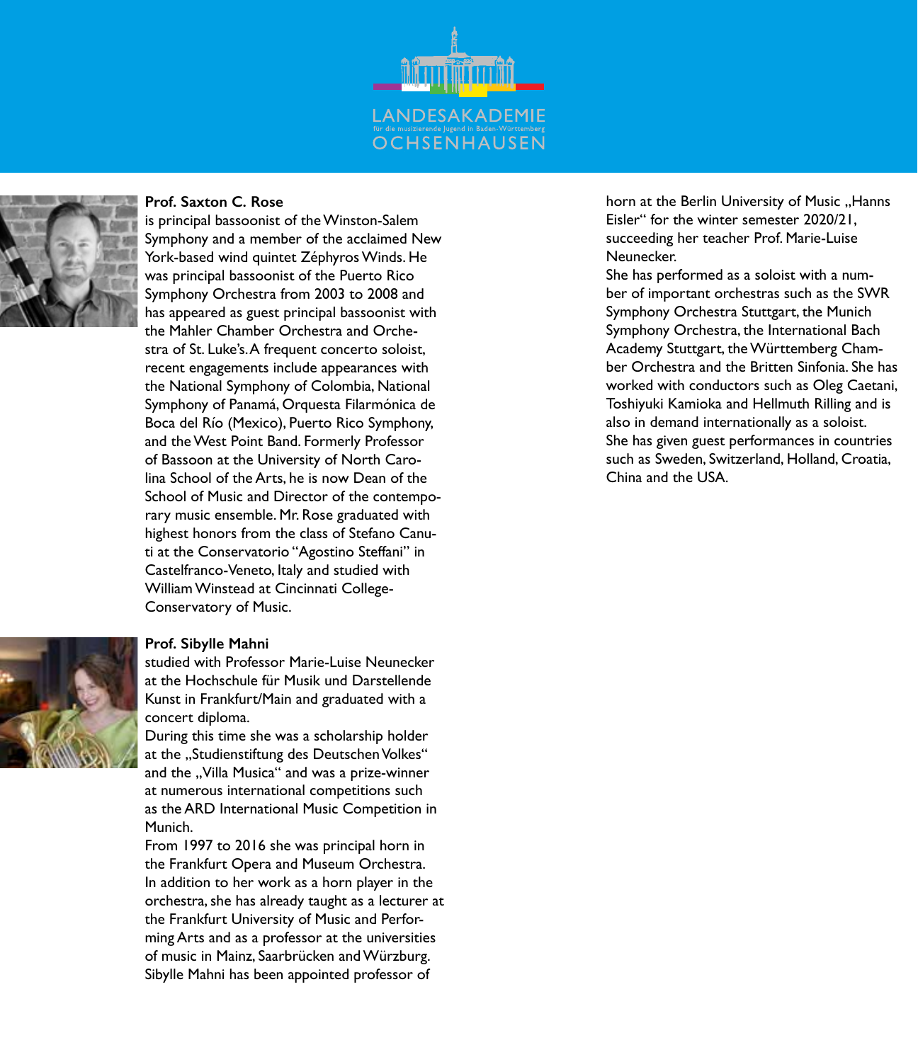LANDESAKADEMIE
für die musizierende Jugend in Baden-Württemberg
OCHSENHAUSEN

**Prof. Saxton C. Rose**
is principal bassoonist of the Winston-Salem Symphony and a member of the acclaimed New York-based wind quintet Zéphyros Winds. He was principal bassoonist of the Puerto Rico Symphony Orchestra from 2003 to 2008 and has appeared as guest principal bassoonist with the Mahler Chamber Orchestra and Orchestra of St. Luke's. A frequent concerto soloist, recent engagements include appearances with the National Symphony of Colombia, National Symphony of Panamá, Orquesta Filarmónica de Boca del Río (Mexico), Puerto Rico Symphony, and the West Point Band. Formerly Professor of Bassoon at the University of North Carolina School of the Arts, he is now Dean of the School of Music and Director of the contemporary music ensemble. Mr. Rose graduated with highest honors from the class of Stefano Canuti at the Conservatorio "Agostino Steffani" in Castelfranco-Veneto, Italy and studied with William Winstead at Cincinnati College-Conservatory of Music.

**Prof. Sibylle Mahni**
studied with Professor Marie-Luise Neunecker at the Hochschule für Musik und Darstellende Kunst in Frankfurt/Main and graduated with a concert diploma.
During this time she was a scholarship holder at the „Studienstiftung des Deutschen Volkes" and the „Villa Musica" and was a prize-winner at numerous international competitions such as the ARD International Music Competition in Munich.
From 1997 to 2016 she was principal horn in the Frankfurt Opera and Museum Orchestra.
In addition to her work as a horn player in the orchestra, she has already taught as a lecturer at the Frankfurt University of Music and Performing Arts and as a professor at the universities of music in Mainz, Saarbrücken and Würzburg.
Sibylle Mahni has been appointed professor of horn at the Berlin University of Music „Hanns Eisler" for the winter semester 2020/21, succeeding her teacher Prof. Marie-Luise Neunecker.
She has performed as a soloist with a number of important orchestras such as the SWR Symphony Orchestra Stuttgart, the Munich Symphony Orchestra, the International Bach Academy Stuttgart, the Württemberg Chamber Orchestra and the Britten Sinfonia. She has worked with conductors such as Oleg Caetani, Toshiyuki Kamioka and Hellmuth Rilling and is also in demand internationally as a soloist.
She has given guest performances in countries such as Sweden, Switzerland, Holland, Croatia, China and the USA.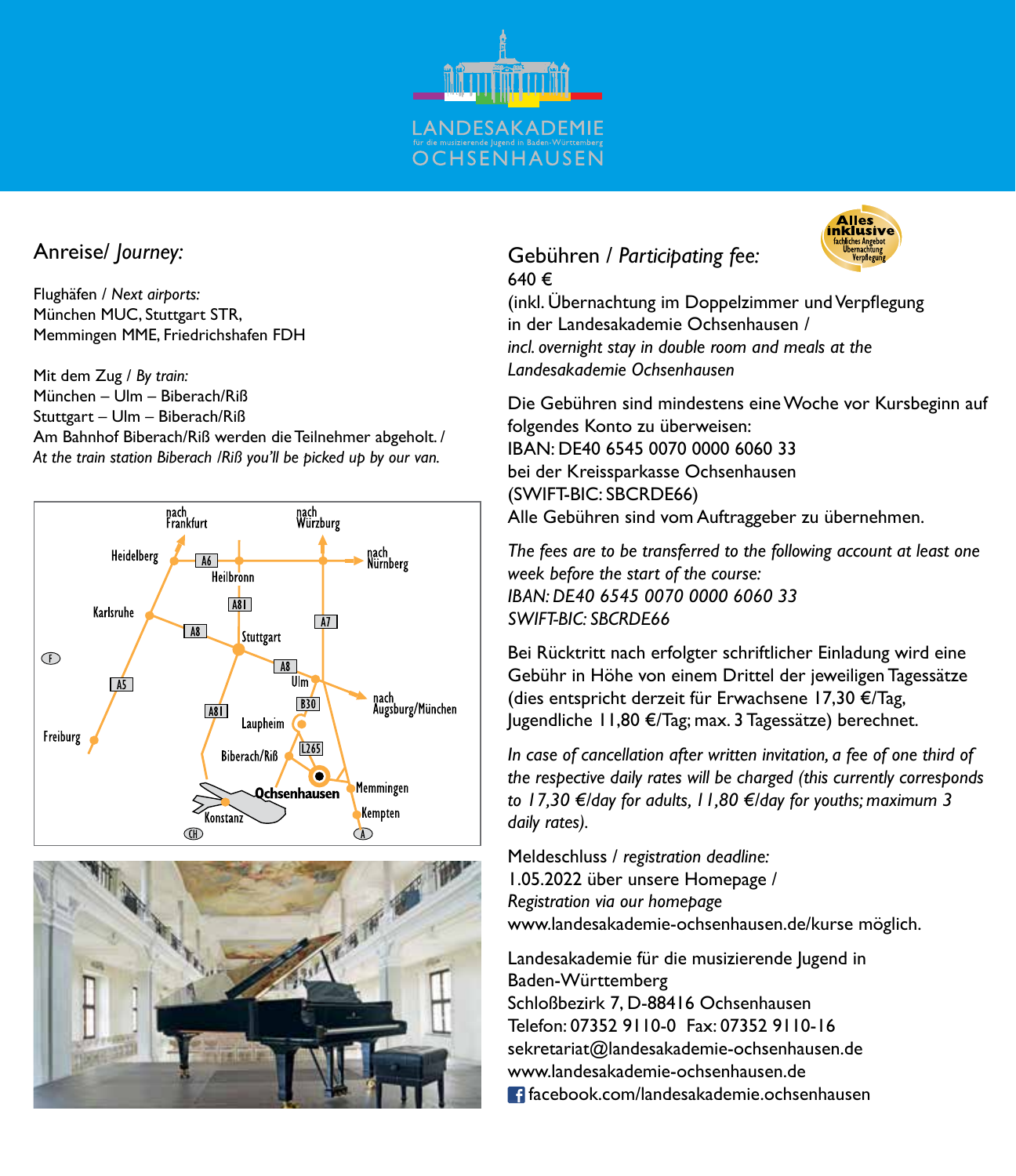LANDESAKADEMIE
für die musizierende Jugend in Baden-Württemberg
OCHSENHAUSEN

## Anreise/ *Journey:*

Flughäfen / *Next airports:*
München MUC, Stuttgart STR,
Memmingen MME, Friedrichshafen FDH

Mit dem Zug / *By train:*
München – Ulm – Biberach/Riß
Stuttgart – Ulm – Biberach/Riß
Am Bahnhof Biberach/Riß werden die Teilnehmer abgeholt. /
*At the train station Biberach /Riß you'll be picked up by our van.*

nach Frankfurt
nach Würzburg
Heidelberg
A6
Heilbronn
nach Nürnberg
A81
Karlsruhe
A8
A7
Stuttgart
F
A8
Ulm
A5
B30
nach Augsburg/München
A81
Laupheim
Freiburg
L265
Biberach/Riß
Ochsenhausen
Memmingen
Konstanz
Kempten
CH
A

## Gebühren / *Participating fee:*

Alles inklusive
fachliches Angebot
Übernachtung
Verpflegung

640 €
(inkl. Übernachtung im Doppelzimmer und Verpflegung in der Landesakademie Ochsenhausen /
*incl. overnight stay in double room and meals at the Landesakademie Ochsenhausen*

Die Gebühren sind mindestens eine Woche vor Kursbeginn auf folgendes Konto zu überweisen:
IBAN: DE40 6545 0070 0000 6060 33
bei der Kreissparkasse Ochsenhausen
(SWIFT-BIC: SBCRDE66)
Alle Gebühren sind vom Auftraggeber zu übernehmen.

*The fees are to be transferred to the following account at least one week before the start of the course:*
*IBAN: DE40 6545 0070 0000 6060 33*
*SWIFT-BIC: SBCRDE66*

Bei Rücktritt nach erfolgter schriftlicher Einladung wird eine Gebühr in Höhe von einem Drittel der jeweiligen Tagessätze (dies entspricht derzeit für Erwachsene 17,30 €/Tag, Jugendliche 11,80 €/Tag; max. 3 Tagessätze) berechnet.

*In case of cancellation after written invitation, a fee of one third of the respective daily rates will be charged (this currently corresponds to 17,30 €/day for adults, 11,80 €/day for youths; maximum 3 daily rates).*

Meldeschluss / *registration deadline:*
1.05.2022 über unsere Homepage /
*Registration via our homepage*
www.landesakademie-ochsenhausen.de/kurse möglich.

Landesakademie für die musizierende Jugend in Baden-Württemberg
Schloßbezirk 7, D-88416 Ochsenhausen
Telefon: 07352 9110-0 Fax: 07352 9110-16
sekretariat@landesakademie-ochsenhausen.de
www.landesakademie-ochsenhausen.de
facebook.com/landesakademie.ochsenhausen